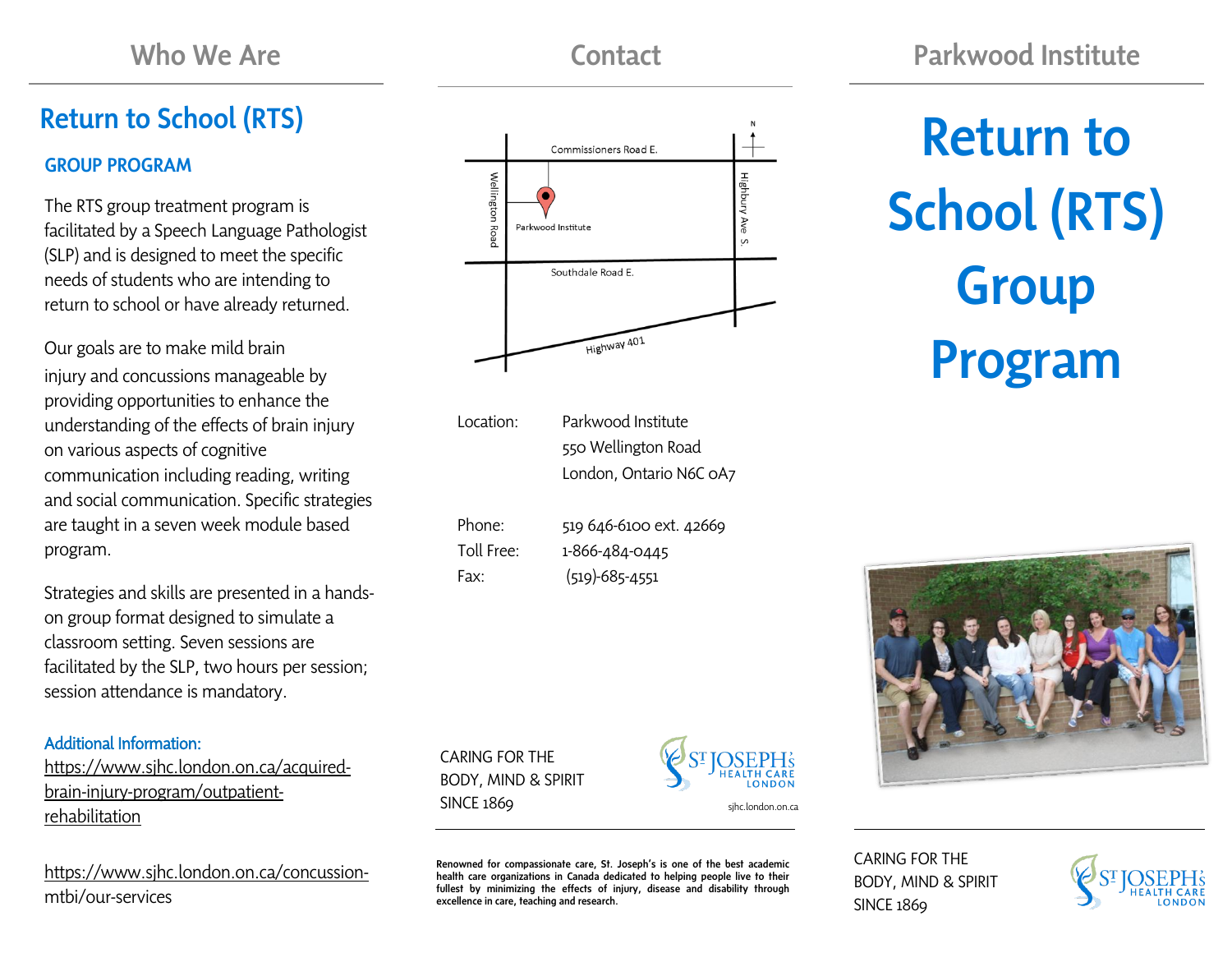## Who We Are

### Return to School (RTS)

**GROUP PROGRAM**

The RTS group treatment program is facilitated by a Speech Language Pathologist (SLP) and is designed to meet the specific needs of students who are intending to return to school or have already returned.

Our goals are to make mild brain injury and concussions manageable by providing opportunities to enhance the understanding of the effects of brain injury on various aspects of cognitive communication including reading, writing and social communication. Specific strategies are taught in a seven week module based program.

Strategies and skills are presented in a hands-on group format designed to simulate a classroom setting. Seven sessions are facilitated by the SLP, two hours per session; session attendance is mandatory.

**Additional Information:**

https://www.sjhc.london.on.ca/acquired-brain-injury-program/outpatient-rehabilitation

https://www.sjhc.london.on.ca/concussion-mtbi/our-services

## Contact

Commissioners Road E.
Wellington Road
Parkwood Institute
Highbury Ave S.
Southdale Road E.
Highway 401

| | |
|---|---|
| Location: | Parkwood Institute<br>550 Wellington Road<br>London, Ontario N6C 0A7 |
| Phone: | 519 646-6100 ext. 42669 |
| Toll Free: | 1-866-484-0445 |
| Fax: | (519)-685-4551 |

CARING FOR THE BODY, MIND & SPIRIT SINCE 1869

St JOSEPH's HEALTH CARE LONDON

sjhc.london.on.ca

**Renowned for compassionate care, St. Joseph's is one of the best academic health care organizations in Canada dedicated to helping people live to their fullest by minimizing the effects of injury, disease and disability through excellence in care, teaching and research.**

## Parkwood Institute

# Return to School (RTS) Group Program

CARING FOR THE BODY, MIND & SPIRIT SINCE 1869

St JOSEPH's HEALTH CARE LONDON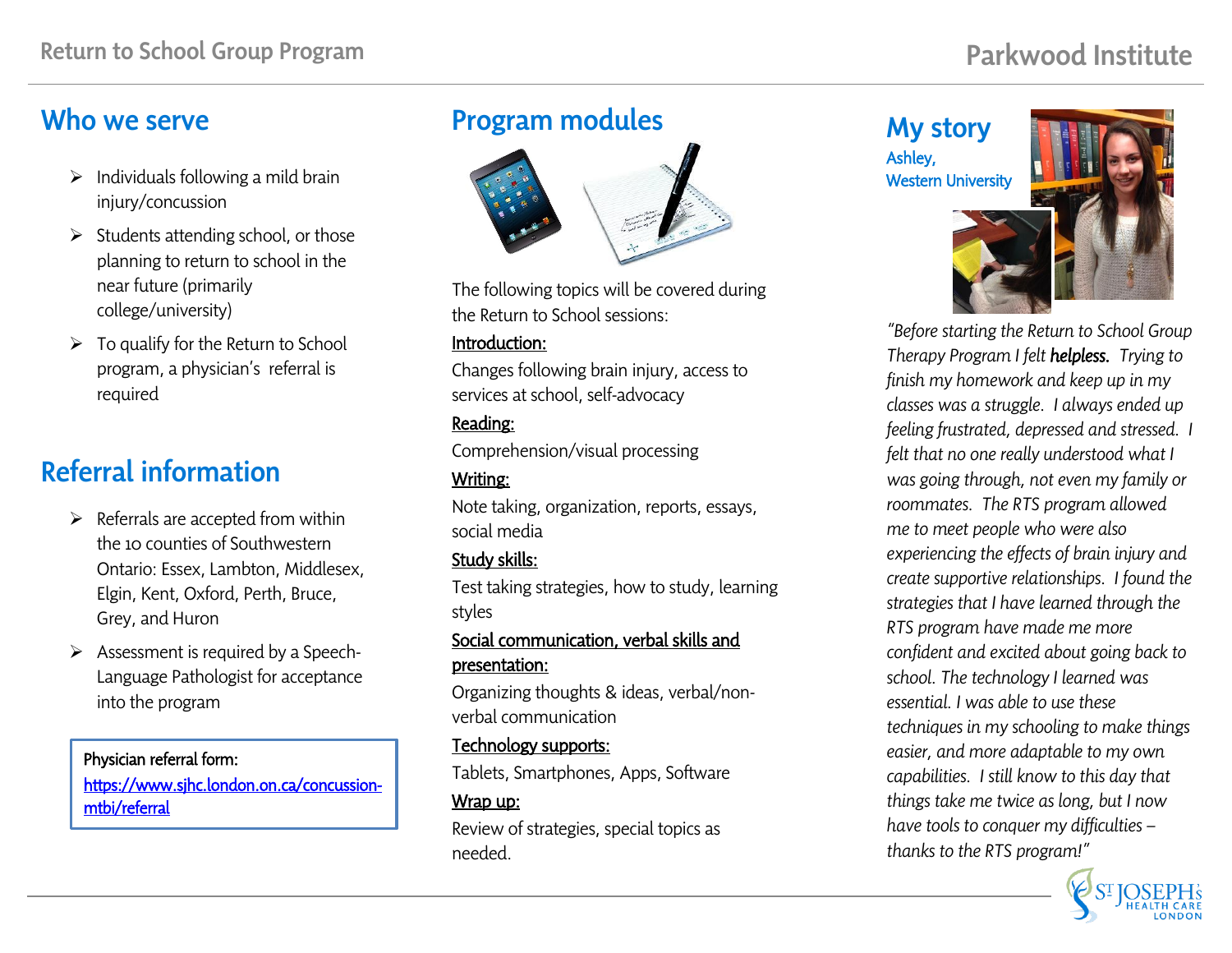## Who we serve

- Individuals following a mild brain injury/concussion
- Students attending school, or those planning to return to school in the near future (primarily college/university)
- To qualify for the Return to School program, a physician's referral is required

## Referral information

- Referrals are accepted from within the 10 counties of Southwestern Ontario: Essex, Lambton, Middlesex, Elgin, Kent, Oxford, Perth, Bruce, Grey, and Huron
- Assessment is required by a Speech-Language Pathologist for acceptance into the program

Physician referral form:
https://www.sjhc.london.on.ca/concussion-mtbi/referral

## Program modules

The following topics will be covered during the Return to School sessions:

**Introduction:**
Changes following brain injury, access to services at school, self-advocacy

**Reading:**
Comprehension/visual processing

**Writing:**
Note taking, organization, reports, essays, social media

**Study skills:**
Test taking strategies, how to study, learning styles

**Social communication, verbal skills and presentation:**
Organizing thoughts & ideas, verbal/non-verbal communication

**Technology supports:**
Tablets, Smartphones, Apps, Software

**Wrap up:**
Review of strategies, special topics as needed.

## My story

Ashley,
Western University

*"Before starting the Return to School Group Therapy Program I felt **helpless.** Trying to finish my homework and keep up in my classes was a struggle. I always ended up feeling frustrated, depressed and stressed. I felt that no one really understood what I was going through, not even my family or roommates. The RTS program allowed me to meet people who were also experiencing the effects of brain injury and create supportive relationships. I found the strategies that I have learned through the RTS program have made me more confident and excited about going back to school. The technology I learned was essential. I was able to use these techniques in my schooling to make things easier, and more adaptable to my own capabilities. I still know to this day that things take me twice as long, but I now have tools to conquer my difficulties – thanks to the RTS program!"*

St. Joseph's Health Care London